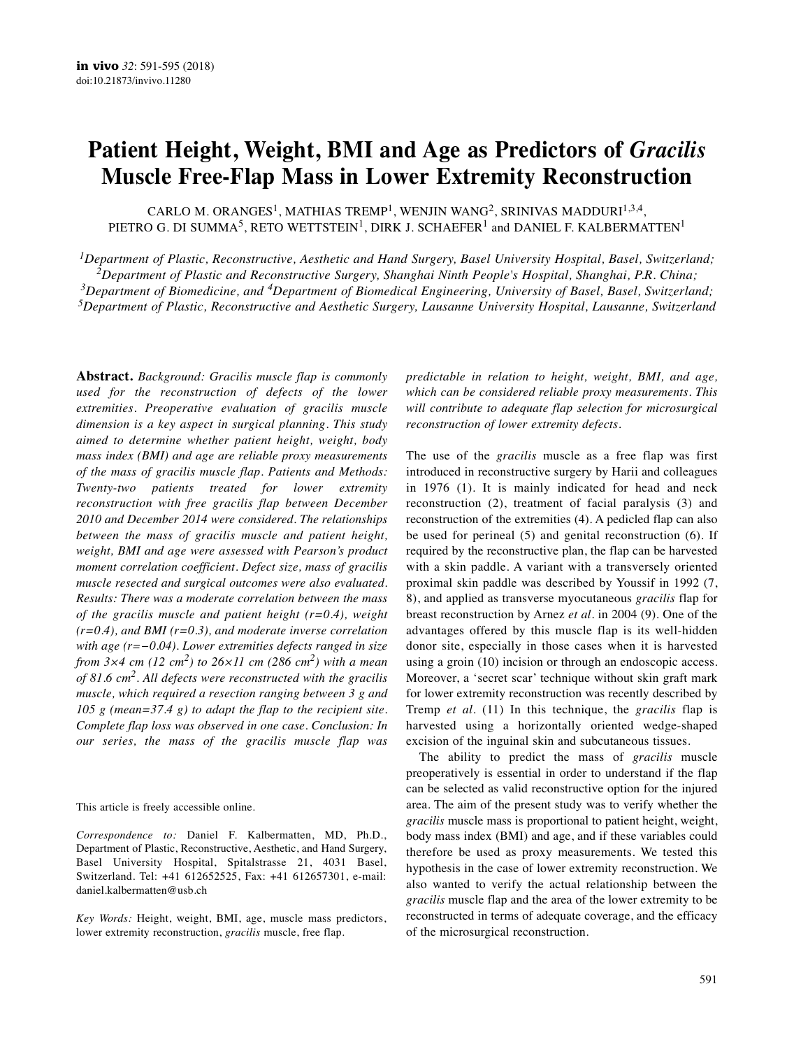# Patient Height, Weight, BMI and Age as Predictors of *Gracilis* Muscle Free-Flap Mass in Lower Extremity Reconstruction

CARLO M. ORANGES[1], MATHIAS TREMP[1], WENJIN WANG[2], SRINIVAS MADDURI[1,3,4], PIETRO G. DI SUMMA[5], RETO WETTSTEIN[1], DIRK J. SCHAEFER[1] and DANIEL F. KALBERMATTEN[1]

*[1]Department of Plastic, Reconstructive, Aesthetic and Hand Surgery, Basel University Hospital, Basel, Switzerland;*
*[2]Department of Plastic and Reconstructive Surgery, Shanghai Ninth People's Hospital, Shanghai, P.R. China;*
*[3]Department of Biomedicine, and [4]Department of Biomedical Engineering, University of Basel, Basel, Switzerland;*
*[5]Department of Plastic, Reconstructive and Aesthetic Surgery, Lausanne University Hospital, Lausanne, Switzerland*

**Abstract.** *Background: Gracilis muscle flap is commonly used for the reconstruction of defects of the lower extremities. Preoperative evaluation of gracilis muscle dimension is a key aspect in surgical planning. This study aimed to determine whether patient height, weight, body mass index (BMI) and age are reliable proxy measurements of the mass of gracilis muscle flap. Patients and Methods: Twenty-two patients treated for lower extremity reconstruction with free gracilis flap between December 2010 and December 2014 were considered. The relationships between the mass of gracilis muscle and patient height, weight, BMI and age were assessed with Pearson's product moment correlation coefficient. Defect size, mass of gracilis muscle resected and surgical outcomes were also evaluated. Results: There was a moderate correlation between the mass of the gracilis muscle and patient height (r=0.4), weight (r=0.4), and BMI (r=0.3), and moderate inverse correlation with age (r=−0.04). Lower extremities defects ranged in size from 3×4 cm (12 cm$^2$) to 26×11 cm (286 cm$^2$) with a mean of 81.6 cm$^2$. All defects were reconstructed with the gracilis muscle, which required a resection ranging between 3 g and 105 g (mean=37.4 g) to adapt the flap to the recipient site. Complete flap loss was observed in one case. Conclusion: In our series, the mass of the gracilis muscle flap was predictable in relation to height, weight, BMI, and age, which can be considered reliable proxy measurements. This will contribute to adequate flap selection for microsurgical reconstruction of lower extremity defects.*

This article is freely accessible online.

*Correspondence to:* Daniel F. Kalbermatten, MD, Ph.D., Department of Plastic, Reconstructive, Aesthetic, and Hand Surgery, Basel University Hospital, Spitalstrasse 21, 4031 Basel, Switzerland. Tel: +41 612652525, Fax: +41 612657301, e-mail: daniel.kalbermatten@usb.ch

*Key Words:* Height, weight, BMI, age, muscle mass predictors, lower extremity reconstruction, *gracilis* muscle, free flap.

The use of the *gracilis* muscle as a free flap was first introduced in reconstructive surgery by Harii and colleagues in 1976 (1). It is mainly indicated for head and neck reconstruction (2), treatment of facial paralysis (3) and reconstruction of the extremities (4). A pedicled flap can also be used for perineal (5) and genital reconstruction (6). If required by the reconstructive plan, the flap can be harvested with a skin paddle. A variant with a transversely oriented proximal skin paddle was described by Youssif in 1992 (7, 8), and applied as transverse myocutaneous *gracilis* flap for breast reconstruction by Arnez *et al*. in 2004 (9). One of the advantages offered by this muscle flap is its well-hidden donor site, especially in those cases when it is harvested using a groin (10) incision or through an endoscopic access. Moreover, a 'secret scar' technique without skin graft mark for lower extremity reconstruction was recently described by Tremp *et al*. (11) In this technique, the *gracilis* flap is harvested using a horizontally oriented wedge-shaped excision of the inguinal skin and subcutaneous tissues.

The ability to predict the mass of *gracilis* muscle preoperatively is essential in order to understand if the flap can be selected as valid reconstructive option for the injured area. The aim of the present study was to verify whether the *gracilis* muscle mass is proportional to patient height, weight, body mass index (BMI) and age, and if these variables could therefore be used as proxy measurements. We tested this hypothesis in the case of lower extremity reconstruction. We also wanted to verify the actual relationship between the *gracilis* muscle flap and the area of the lower extremity to be reconstructed in terms of adequate coverage, and the efficacy of the microsurgical reconstruction.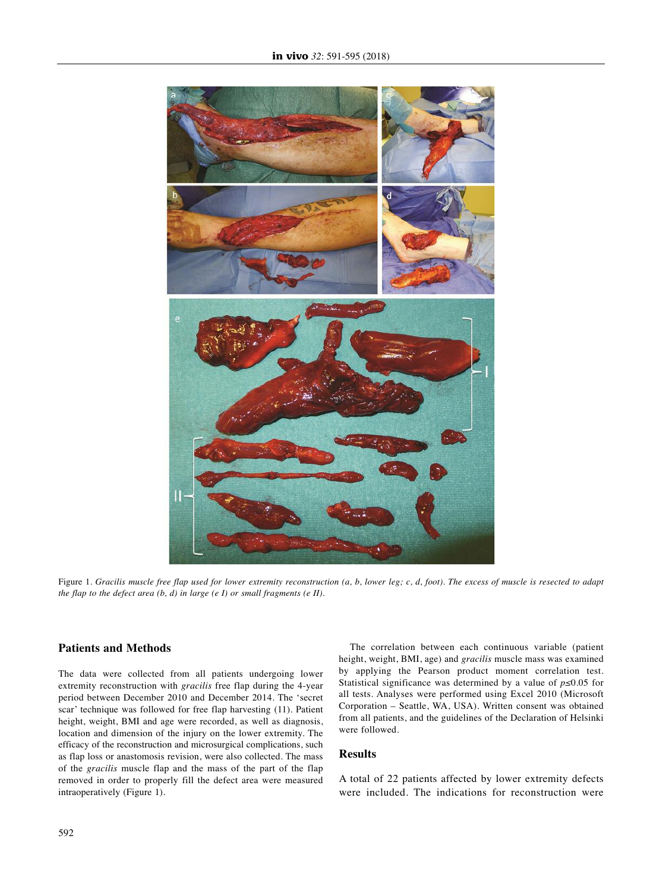Figure 1. *Gracilis muscle free flap used for lower extremity reconstruction (a, b, lower leg; c, d, foot). The excess of muscle is resected to adapt the flap to the defect area (b, d) in large (e I) or small fragments (e II).*

## Patients and Methods

The data were collected from all patients undergoing lower extremity reconstruction with *gracilis* free flap during the 4-year period between December 2010 and December 2014. The 'secret scar' technique was followed for free flap harvesting (11). Patient height, weight, BMI and age were recorded, as well as diagnosis, location and dimension of the injury on the lower extremity. The efficacy of the reconstruction and microsurgical complications, such as flap loss or anastomosis revision, were also collected. The mass of the *gracilis* muscle flap and the mass of the part of the flap removed in order to properly fill the defect area were measured intraoperatively (Figure 1).

The correlation between each continuous variable (patient height, weight, BMI, age) and *gracilis* muscle mass was examined by applying the Pearson product moment correlation test. Statistical significance was determined by a value of $p \leq 0.05$ for all tests. Analyses were performed using Excel 2010 (Microsoft Corporation – Seattle, WA, USA). Written consent was obtained from all patients, and the guidelines of the Declaration of Helsinki were followed.

## Results

A total of 22 patients affected by lower extremity defects were included. The indications for reconstruction were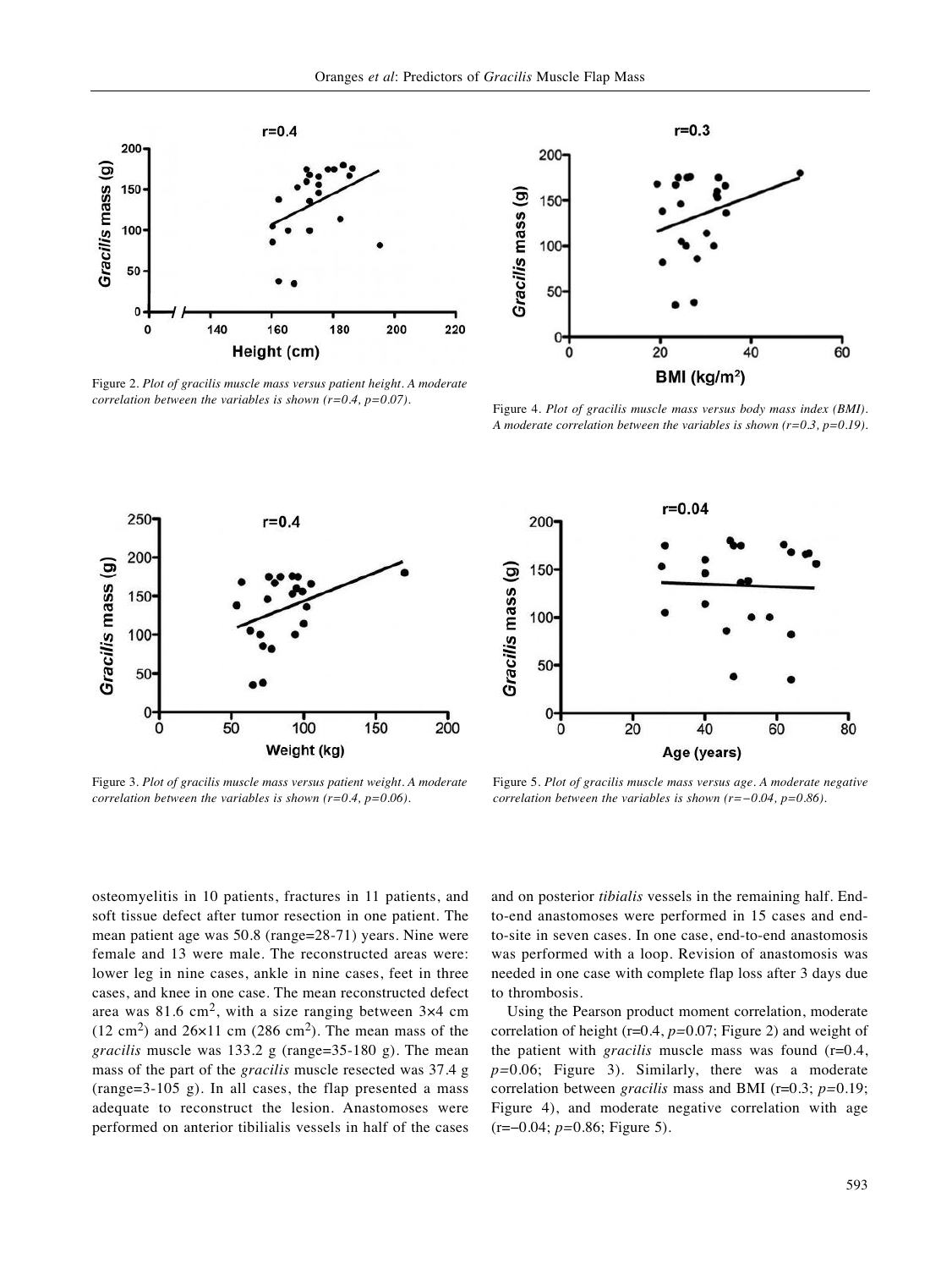Figure 2. *Plot of gracilis muscle mass versus patient height. A moderate correlation between the variables is shown (r=0.4, p=0.07).*

Figure 4. *Plot of gracilis muscle mass versus body mass index (BMI). A moderate correlation between the variables is shown (r=0.3, p=0.19).*

Figure 3. *Plot of gracilis muscle mass versus patient weight. A moderate correlation between the variables is shown (r=0.4, p=0.06).*

Figure 5. *Plot of gracilis muscle mass versus age. A moderate negative correlation between the variables is shown (r=−0.04, p=0.86).*

osteomyelitis in 10 patients, fractures in 11 patients, and soft tissue defect after tumor resection in one patient. The mean patient age was 50.8 (range=28-71) years. Nine were female and 13 were male. The reconstructed areas were: lower leg in nine cases, ankle in nine cases, feet in three cases, and knee in one case. The mean reconstructed defect area was 81.6 $cm^2$, with a size ranging between 3×4 cm (12 $cm^2$) and 26×11 cm (286 $cm^2$). The mean mass of the *gracilis* muscle was 133.2 g (range=35-180 g). The mean mass of the part of the *gracilis* muscle resected was 37.4 g (range=3-105 g). In all cases, the flap presented a mass adequate to reconstruct the lesion. Anastomoses were performed on anterior tibilialis vessels in half of the cases and on posterior *tibialis* vessels in the remaining half. End-to-end anastomoses were performed in 15 cases and end-to-site in seven cases. In one case, end-to-end anastomosis was performed with a loop. Revision of anastomosis was needed in one case with complete flap loss after 3 days due to thrombosis.

Using the Pearson product moment correlation, moderate correlation of height (r=0.4, $p$=0.07; Figure 2) and weight of the patient with *gracilis* muscle mass was found (r=0.4, $p$=0.06; Figure 3). Similarly, there was a moderate correlation between *gracilis* mass and BMI (r=0.3; $p$=0.19; Figure 4), and moderate negative correlation with age (r=−0.04; $p$=0.86; Figure 5).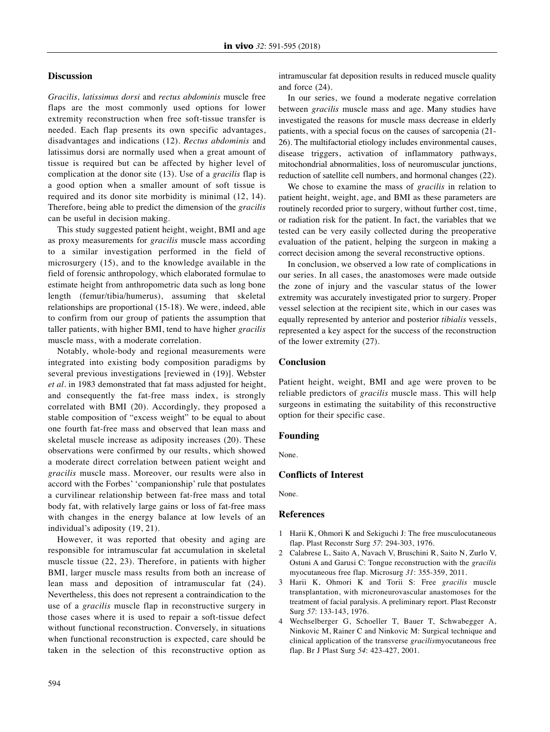## Discussion

*Gracilis, latissimus dorsi* and *rectus abdominis* muscle free flaps are the most commonly used options for lower extremity reconstruction when free soft-tissue transfer is needed. Each flap presents its own specific advantages, disadvantages and indications (12). *Rectus abdominis* and latissimus dorsi are normally used when a great amount of tissue is required but can be affected by higher level of complication at the donor site (13). Use of a *gracilis* flap is a good option when a smaller amount of soft tissue is required and its donor site morbidity is minimal (12, 14). Therefore, being able to predict the dimension of the *gracilis* can be useful in decision making.

This study suggested patient height, weight, BMI and age as proxy measurements for *gracilis* muscle mass according to a similar investigation performed in the field of microsurgery (15), and to the knowledge available in the field of forensic anthropology, which elaborated formulae to estimate height from anthropometric data such as long bone length (femur/tibia/humerus), assuming that skeletal relationships are proportional (15-18). We were, indeed, able to confirm from our group of patients the assumption that taller patients, with higher BMI, tend to have higher *gracilis* muscle mass, with a moderate correlation.

Notably, whole-body and regional measurements were integrated into existing body composition paradigms by several previous investigations [reviewed in (19)]. Webster *et al*. in 1983 demonstrated that fat mass adjusted for height, and consequently the fat-free mass index, is strongly correlated with BMI (20). Accordingly, they proposed a stable composition of "excess weight" to be equal to about one fourth fat-free mass and observed that lean mass and skeletal muscle increase as adiposity increases (20). These observations were confirmed by our results, which showed a moderate direct correlation between patient weight and *gracilis* muscle mass. Moreover, our results were also in accord with the Forbes' 'companionship' rule that postulates a curvilinear relationship between fat-free mass and total body fat, with relatively large gains or loss of fat-free mass with changes in the energy balance at low levels of an individual's adiposity (19, 21).

However, it was reported that obesity and aging are responsible for intramuscular fat accumulation in skeletal muscle tissue (22, 23). Therefore, in patients with higher BMI, larger muscle mass results from both an increase of lean mass and deposition of intramuscular fat (24). Nevertheless, this does not represent a contraindication to the use of a *gracilis* muscle flap in reconstructive surgery in those cases where it is used to repair a soft-tissue defect without functional reconstruction. Conversely, in situations when functional reconstruction is expected, care should be taken in the selection of this reconstructive option as intramuscular fat deposition results in reduced muscle quality and force (24).

In our series, we found a moderate negative correlation between *gracilis* muscle mass and age. Many studies have investigated the reasons for muscle mass decrease in elderly patients, with a special focus on the causes of sarcopenia (21-26). The multifactorial etiology includes environmental causes, disease triggers, activation of inflammatory pathways, mitochondrial abnormalities, loss of neuromuscular junctions, reduction of satellite cell numbers, and hormonal changes (22).

We chose to examine the mass of *gracilis* in relation to patient height, weight, age, and BMI as these parameters are routinely recorded prior to surgery, without further cost, time, or radiation risk for the patient. In fact, the variables that we tested can be very easily collected during the preoperative evaluation of the patient, helping the surgeon in making a correct decision among the several reconstructive options.

In conclusion, we observed a low rate of complications in our series. In all cases, the anastomoses were made outside the zone of injury and the vascular status of the lower extremity was accurately investigated prior to surgery. Proper vessel selection at the recipient site, which in our cases was equally represented by anterior and posterior *tibialis* vessels, represented a key aspect for the success of the reconstruction of the lower extremity (27).

## Conclusion

Patient height, weight, BMI and age were proven to be reliable predictors of *gracilis* muscle mass. This will help surgeons in estimating the suitability of this reconstructive option for their specific case.

## Founding

None.

## Conflicts of Interest

None.

## References

1. Harii K, Ohmori K and Sekiguchi J: The free musculocutaneous flap. Plast Reconstr Surg *57*: 294-303, 1976.
2. Calabrese L, Saito A, Navach V, Bruschini R, Saito N, Zurlo V, Ostuni A and Garusi C: Tongue reconstruction with the *gracilis* myocutaneous free flap. Microsurg *31*: 355-359, 2011.
3. Harii K, Ohmori K and Torii S: Free *gracilis* muscle transplantation, with microneurovascular anastomoses for the treatment of facial paralysis. A preliminary report. Plast Reconstr Surg *57*: 133-143, 1976.
4. Wechselberger G, Schoeller T, Bauer T, Schwabegger A, Ninkovic M, Rainer C and Ninkovic M: Surgical technique and clinical application of the transverse *gracilis*myocutaneous free flap. Br J Plast Surg *54*: 423-427, 2001.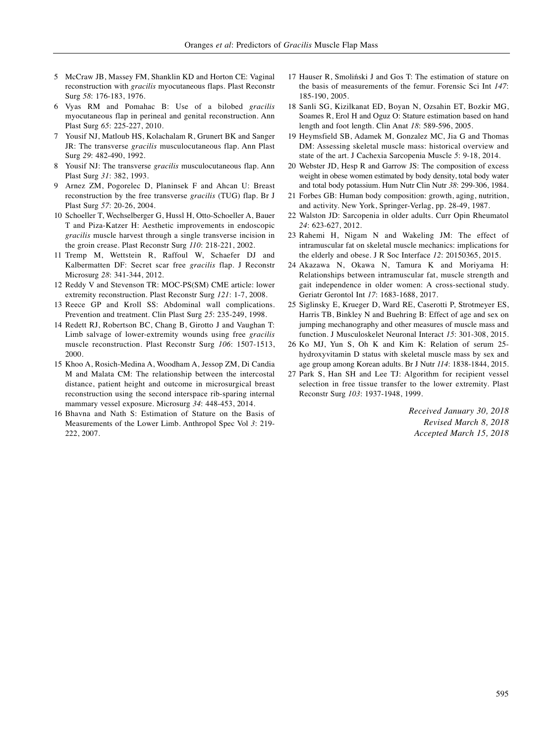5 McCraw JB, Massey FM, Shanklin KD and Horton CE: Vaginal reconstruction with *gracilis* myocutaneous flaps. Plast Reconstr Surg *58*: 176-183, 1976.

6 Vyas RM and Pomahac B: Use of a bilobed *gracilis* myocutaneous flap in perineal and genital reconstruction. Ann Plast Surg *65*: 225-227, 2010.

7 Yousif NJ, Matloub HS, Kolachalam R, Grunert BK and Sanger JR: The transverse *gracilis* musculocutaneous flap. Ann Plast Surg *29*: 482-490, 1992.

8 Yousif NJ: The transverse *gracilis* musculocutaneous flap. Ann Plast Surg *31*: 382, 1993.

9 Arnez ZM, Pogorelec D, Planinsek F and Ahcan U: Breast reconstruction by the free transverse *gracilis* (TUG) flap. Br J Plast Surg *57*: 20-26, 2004.

10 Schoeller T, Wechselberger G, Hussl H, Otto-Schoeller A, Bauer T and Piza-Katzer H: Aesthetic improvements in endoscopic *gracilis* muscle harvest through a single transverse incision in the groin crease. Plast Reconstr Surg *110*: 218-221, 2002.

11 Tremp M, Wettstein R, Raffoul W, Schaefer DJ and Kalbermatten DF: Secret scar free *gracilis* flap. J Reconstr Microsurg *28*: 341-344, 2012.

12 Reddy V and Stevenson TR: MOC-PS(SM) CME article: lower extremity reconstruction. Plast Reconstr Surg *121*: 1-7, 2008.

13 Reece GP and Kroll SS: Abdominal wall complications. Prevention and treatment. Clin Plast Surg *25*: 235-249, 1998.

14 Redett RJ, Robertson BC, Chang B, Girotto J and Vaughan T: Limb salvage of lower-extremity wounds using free *gracilis* muscle reconstruction. Plast Reconstr Surg *106*: 1507-1513, 2000.

15 Khoo A, Rosich-Medina A, Woodham A, Jessop ZM, Di Candia M and Malata CM: The relationship between the intercostal distance, patient height and outcome in microsurgical breast reconstruction using the second interspace rib-sparing internal mammary vessel exposure. Microsurg *34*: 448-453, 2014.

16 Bhavna and Nath S: Estimation of Stature on the Basis of Measurements of the Lower Limb. Anthropol Spec Vol *3*: 219-222, 2007.

17 Hauser R, Smoliński J and Gos T: The estimation of stature on the basis of measurements of the femur. Forensic Sci Int *147*: 185-190, 2005.

18 Sanli SG, Kizilkanat ED, Boyan N, Ozsahin ET, Bozkir MG, Soames R, Erol H and Oguz O: Stature estimation based on hand length and foot length. Clin Anat *18*: 589-596, 2005.

19 Heymsfield SB, Adamek M, Gonzalez MC, Jia G and Thomas DM: Assessing skeletal muscle mass: historical overview and state of the art. J Cachexia Sarcopenia Muscle *5*: 9-18, 2014.

20 Webster JD, Hesp R and Garrow JS: The composition of excess weight in obese women estimated by body density, total body water and total body potassium. Hum Nutr Clin Nutr *38*: 299-306, 1984.

21 Forbes GB: Human body composition: growth, aging, nutrition, and activity. New York, Springer-Verlag, pp. 28-49, 1987.

22 Walston JD: Sarcopenia in older adults. Curr Opin Rheumatol *24*: 623-627, 2012.

23 Rahemi H, Nigam N and Wakeling JM: The effect of intramuscular fat on skeletal muscle mechanics: implications for the elderly and obese. J R Soc Interface *12*: 20150365, 2015.

24 Akazawa N, Okawa N, Tamura K and Moriyama H: Relationships between intramuscular fat, muscle strength and gait independence in older women: A cross-sectional study. Geriatr Gerontol Int *17*: 1683-1688, 2017.

25 Siglinsky E, Krueger D, Ward RE, Caserotti P, Strotmeyer ES, Harris TB, Binkley N and Buehring B: Effect of age and sex on jumping mechanography and other measures of muscle mass and function. J Musculoskelet Neuronal Interact *15*: 301-308, 2015.

26 Ko MJ, Yun S, Oh K and Kim K: Relation of serum 25-hydroxyvitamin D status with skeletal muscle mass by sex and age group among Korean adults. Br J Nutr *114*: 1838-1844, 2015.

27 Park S, Han SH and Lee TJ: Algorithm for recipient vessel selection in free tissue transfer to the lower extremity. Plast Reconstr Surg *103*: 1937-1948, 1999.

*Received January 30, 2018*
*Revised March 8, 2018*
*Accepted March 15, 2018*